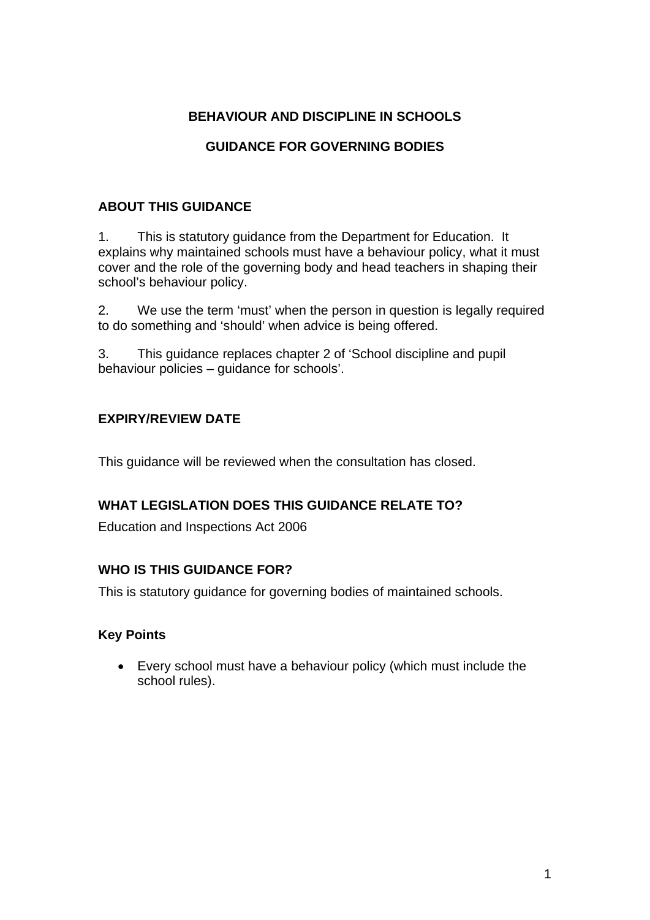# BEHAVIOUR AND DISCIPLINE IN SCHOOLS

## GUIDANCE FOR GOVERNING BODIES

### ABOUT THIS GUIDANCE

1. This is statutory guidance from the Department for Education. It explains why maintained schools must have a behaviour policy, what it must cover and the role of the governing body and head teachers in shaping their school's behaviour policy.

2. We use the term 'must' when the person in question is legally required to do something and 'should' when advice is being offered.

3. This guidance replaces chapter 2 of 'School discipline and pupil behaviour policies – guidance for schools'.

### EXPIRY/REVIEW DATE

This guidance will be reviewed when the consultation has closed.

### WHAT LEGISLATION DOES THIS GUIDANCE RELATE TO?

Education and Inspections Act 2006

### WHO IS THIS GUIDANCE FOR?

This is statutory guidance for governing bodies of maintained schools.

### Key Points

- Every school must have a behaviour policy (which must include the school rules).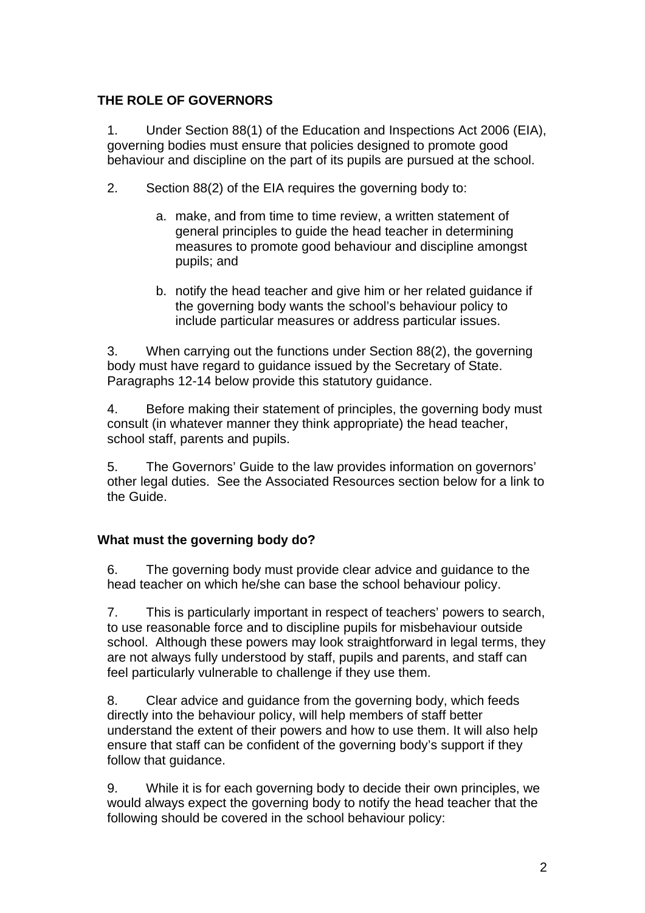## THE ROLE OF GOVERNORS

1. Under Section 88(1) of the Education and Inspections Act 2006 (EIA), governing bodies must ensure that policies designed to promote good behaviour and discipline on the part of its pupils are pursued at the school.

2. Section 88(2) of the EIA requires the governing body to:

   a. make, and from time to time review, a written statement of general principles to guide the head teacher in determining measures to promote good behaviour and discipline amongst pupils; and

   b. notify the head teacher and give him or her related guidance if the governing body wants the school's behaviour policy to include particular measures or address particular issues.

3. When carrying out the functions under Section 88(2), the governing body must have regard to guidance issued by the Secretary of State. Paragraphs 12-14 below provide this statutory guidance.

4. Before making their statement of principles, the governing body must consult (in whatever manner they think appropriate) the head teacher, school staff, parents and pupils.

5. The Governors' Guide to the law provides information on governors' other legal duties. See the Associated Resources section below for a link to the Guide.

### What must the governing body do?

6. The governing body must provide clear advice and guidance to the head teacher on which he/she can base the school behaviour policy.

7. This is particularly important in respect of teachers' powers to search, to use reasonable force and to discipline pupils for misbehaviour outside school. Although these powers may look straightforward in legal terms, they are not always fully understood by staff, pupils and parents, and staff can feel particularly vulnerable to challenge if they use them.

8. Clear advice and guidance from the governing body, which feeds directly into the behaviour policy, will help members of staff better understand the extent of their powers and how to use them. It will also help ensure that staff can be confident of the governing body's support if they follow that guidance.

9. While it is for each governing body to decide their own principles, we would always expect the governing body to notify the head teacher that the following should be covered in the school behaviour policy: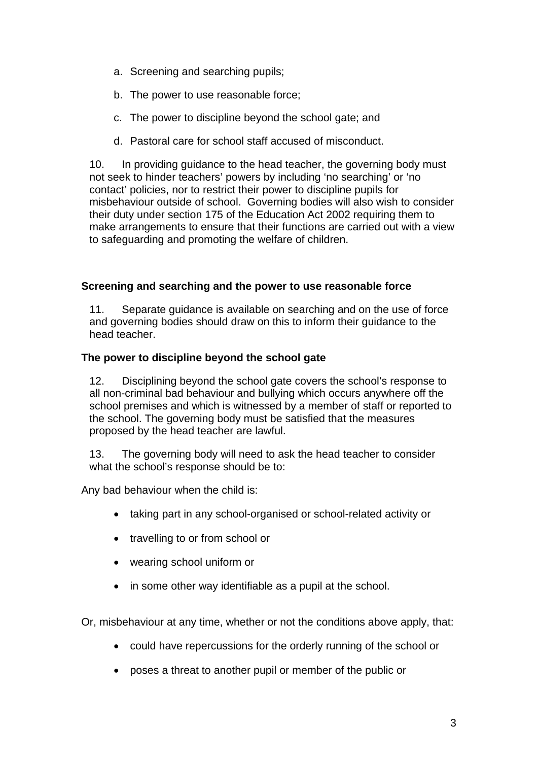a. Screening and searching pupils;

b. The power to use reasonable force;

c. The power to discipline beyond the school gate; and

d. Pastoral care for school staff accused of misconduct.

10. In providing guidance to the head teacher, the governing body must not seek to hinder teachers' powers by including 'no searching' or 'no contact' policies, nor to restrict their power to discipline pupils for misbehaviour outside of school. Governing bodies will also wish to consider their duty under section 175 of the Education Act 2002 requiring them to make arrangements to ensure that their functions are carried out with a view to safeguarding and promoting the welfare of children.

**Screening and searching and the power to use reasonable force**

11. Separate guidance is available on searching and on the use of force and governing bodies should draw on this to inform their guidance to the head teacher.

**The power to discipline beyond the school gate**

12. Disciplining beyond the school gate covers the school's response to all non-criminal bad behaviour and bullying which occurs anywhere off the school premises and which is witnessed by a member of staff or reported to the school. The governing body must be satisfied that the measures proposed by the head teacher are lawful.

13. The governing body will need to ask the head teacher to consider what the school's response should be to:

Any bad behaviour when the child is:

- taking part in any school-organised or school-related activity or
- travelling to or from school or
- wearing school uniform or
- in some other way identifiable as a pupil at the school.

Or, misbehaviour at any time, whether or not the conditions above apply, that:

- could have repercussions for the orderly running of the school or
- poses a threat to another pupil or member of the public or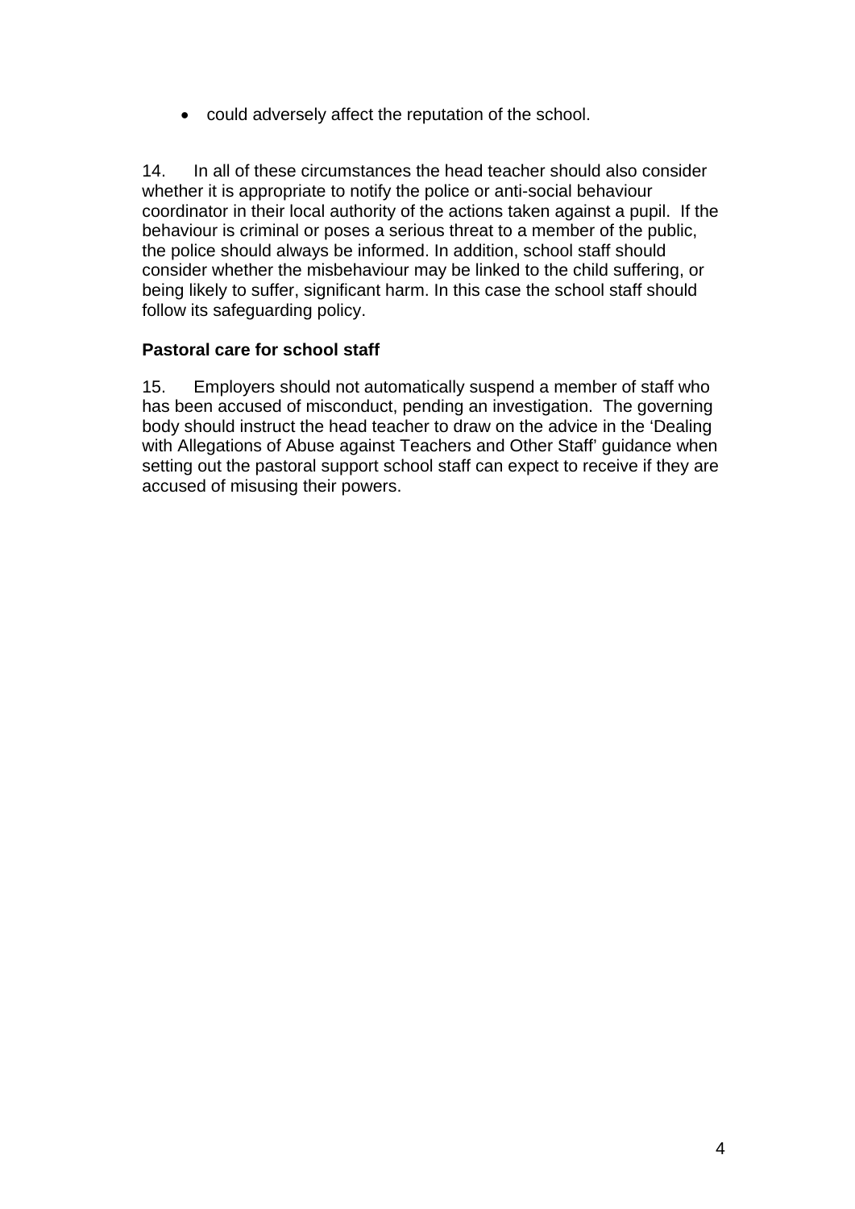- could adversely affect the reputation of the school.

14. In all of these circumstances the head teacher should also consider whether it is appropriate to notify the police or anti-social behaviour coordinator in their local authority of the actions taken against a pupil. If the behaviour is criminal or poses a serious threat to a member of the public, the police should always be informed. In addition, school staff should consider whether the misbehaviour may be linked to the child suffering, or being likely to suffer, significant harm. In this case the school staff should follow its safeguarding policy.

**Pastoral care for school staff**

15. Employers should not automatically suspend a member of staff who has been accused of misconduct, pending an investigation. The governing body should instruct the head teacher to draw on the advice in the 'Dealing with Allegations of Abuse against Teachers and Other Staff' guidance when setting out the pastoral support school staff can expect to receive if they are accused of misusing their powers.